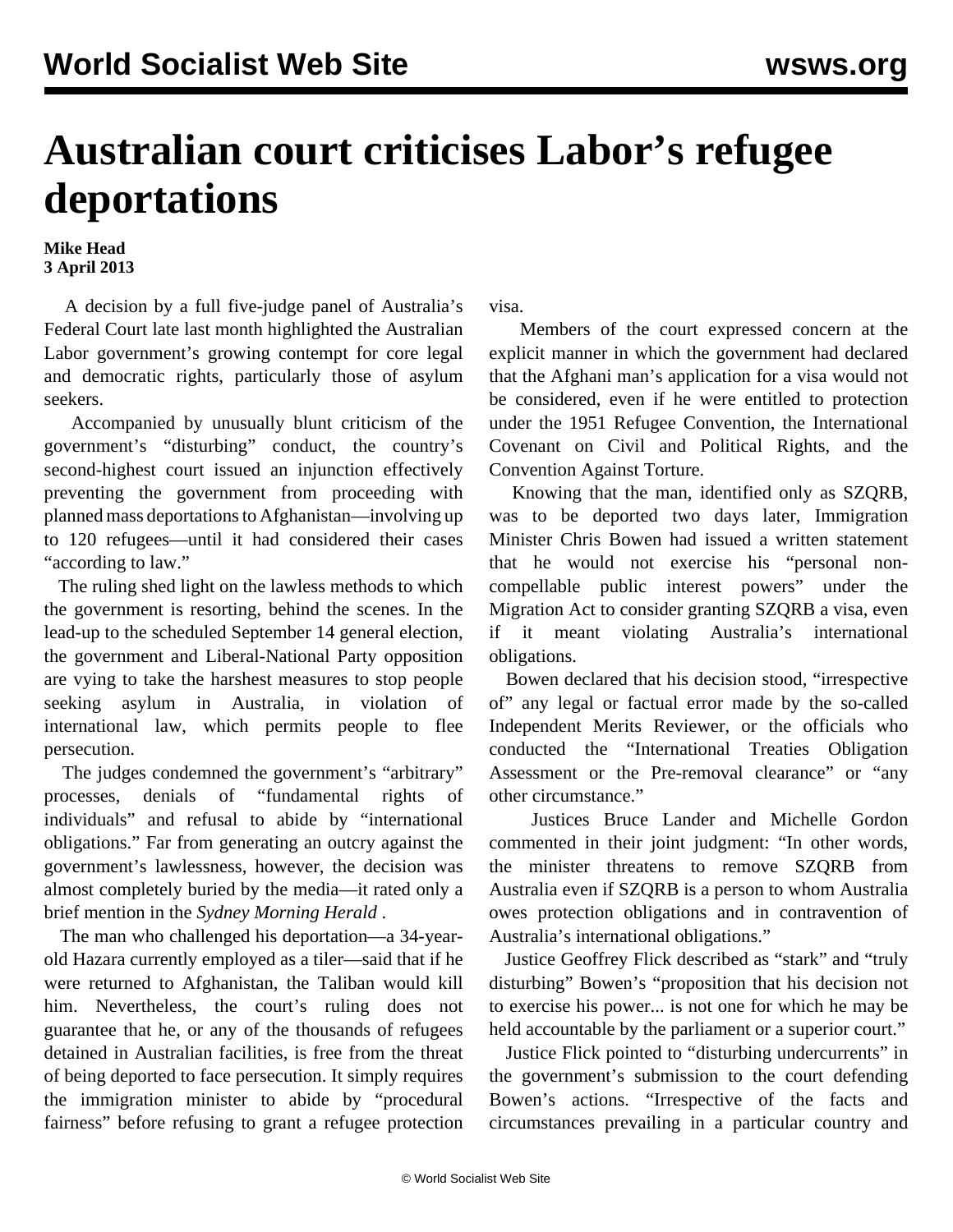# Australian court criticises Labor's refugee deportations

**Mike Head**
**3 April 2013**

A decision by a full five-judge panel of Australia's Federal Court late last month highlighted the Australian Labor government's growing contempt for core legal and democratic rights, particularly those of asylum seekers.

Accompanied by unusually blunt criticism of the government's "disturbing" conduct, the country's second-highest court issued an injunction effectively preventing the government from proceeding with planned mass deportations to Afghanistan—involving up to 120 refugees—until it had considered their cases "according to law."

The ruling shed light on the lawless methods to which the government is resorting, behind the scenes. In the lead-up to the scheduled September 14 general election, the government and Liberal-National Party opposition are vying to take the harshest measures to stop people seeking asylum in Australia, in violation of international law, which permits people to flee persecution.

The judges condemned the government's "arbitrary" processes, denials of "fundamental rights of individuals" and refusal to abide by "international obligations." Far from generating an outcry against the government's lawlessness, however, the decision was almost completely buried by the media—it rated only a brief mention in the *Sydney Morning Herald* .

The man who challenged his deportation—a 34-year-old Hazara currently employed as a tiler—said that if he were returned to Afghanistan, the Taliban would kill him. Nevertheless, the court's ruling does not guarantee that he, or any of the thousands of refugees detained in Australian facilities, is free from the threat of being deported to face persecution. It simply requires the immigration minister to abide by "procedural fairness" before refusing to grant a refugee protection visa.

Members of the court expressed concern at the explicit manner in which the government had declared that the Afghani man's application for a visa would not be considered, even if he were entitled to protection under the 1951 Refugee Convention, the International Covenant on Civil and Political Rights, and the Convention Against Torture.

Knowing that the man, identified only as SZQRB, was to be deported two days later, Immigration Minister Chris Bowen had issued a written statement that he would not exercise his "personal non-compellable public interest powers" under the Migration Act to consider granting SZQRB a visa, even if it meant violating Australia's international obligations.

Bowen declared that his decision stood, "irrespective of" any legal or factual error made by the so-called Independent Merits Reviewer, or the officials who conducted the "International Treaties Obligation Assessment or the Pre-removal clearance" or "any other circumstance."

Justices Bruce Lander and Michelle Gordon commented in their joint judgment: "In other words, the minister threatens to remove SZQRB from Australia even if SZQRB is a person to whom Australia owes protection obligations and in contravention of Australia's international obligations."

Justice Geoffrey Flick described as "stark" and "truly disturbing" Bowen's "proposition that his decision not to exercise his power... is not one for which he may be held accountable by the parliament or a superior court."

Justice Flick pointed to "disturbing undercurrents" in the government's submission to the court defending Bowen's actions. "Irrespective of the facts and circumstances prevailing in a particular country and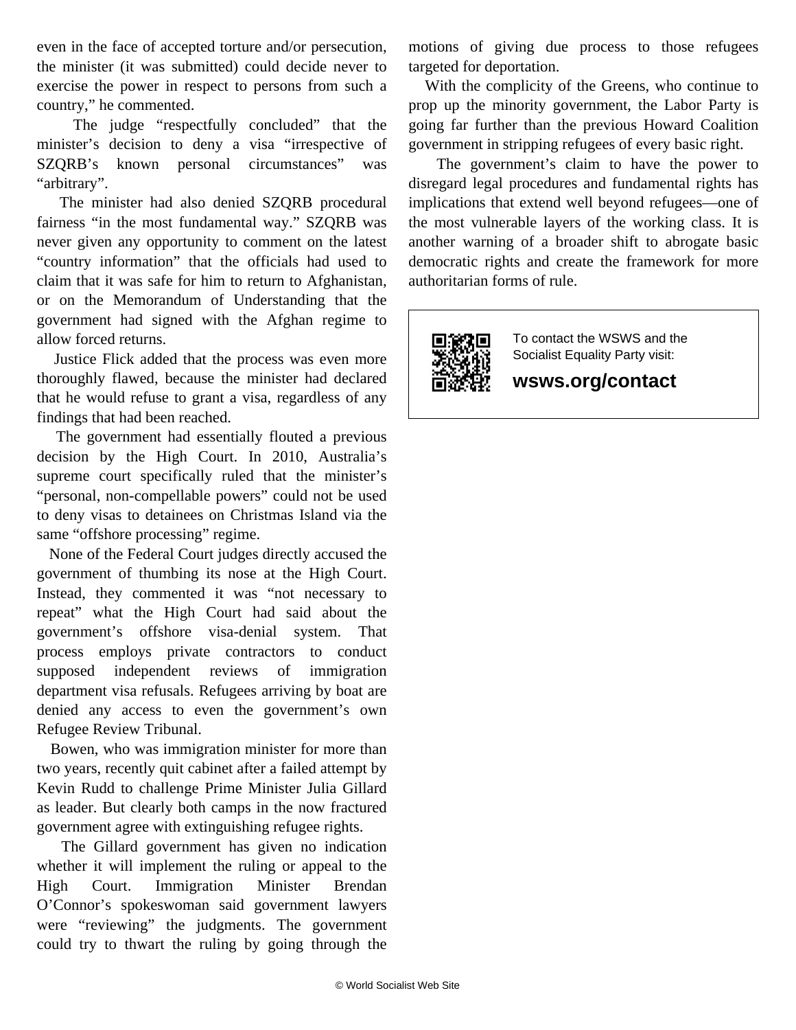even in the face of accepted torture and/or persecution, the minister (it was submitted) could decide never to exercise the power in respect to persons from such a country," he commented.

The judge "respectfully concluded" that the minister's decision to deny a visa "irrespective of SZQRB's known personal circumstances" was "arbitrary".

The minister had also denied SZQRB procedural fairness "in the most fundamental way." SZQRB was never given any opportunity to comment on the latest "country information" that the officials had used to claim that it was safe for him to return to Afghanistan, or on the Memorandum of Understanding that the government had signed with the Afghan regime to allow forced returns.

Justice Flick added that the process was even more thoroughly flawed, because the minister had declared that he would refuse to grant a visa, regardless of any findings that had been reached.

The government had essentially flouted a previous decision by the High Court. In 2010, Australia's supreme court specifically ruled that the minister's "personal, non-compellable powers" could not be used to deny visas to detainees on Christmas Island via the same "offshore processing" regime.

None of the Federal Court judges directly accused the government of thumbing its nose at the High Court. Instead, they commented it was "not necessary to repeat" what the High Court had said about the government's offshore visa-denial system. That process employs private contractors to conduct supposed independent reviews of immigration department visa refusals. Refugees arriving by boat are denied any access to even the government's own Refugee Review Tribunal.

Bowen, who was immigration minister for more than two years, recently quit cabinet after a failed attempt by Kevin Rudd to challenge Prime Minister Julia Gillard as leader. But clearly both camps in the now fractured government agree with extinguishing refugee rights.

The Gillard government has given no indication whether it will implement the ruling or appeal to the High Court. Immigration Minister Brendan O'Connor's spokeswoman said government lawyers were "reviewing" the judgments. The government could try to thwart the ruling by going through the motions of giving due process to those refugees targeted for deportation.

With the complicity of the Greens, who continue to prop up the minority government, the Labor Party is going far further than the previous Howard Coalition government in stripping refugees of every basic right.

The government's claim to have the power to disregard legal procedures and fundamental rights has implications that extend well beyond refugees—one of the most vulnerable layers of the working class. It is another warning of a broader shift to abrogate basic democratic rights and create the framework for more authoritarian forms of rule.

To contact the WSWS and the Socialist Equality Party visit:

**wsws.org/contact**